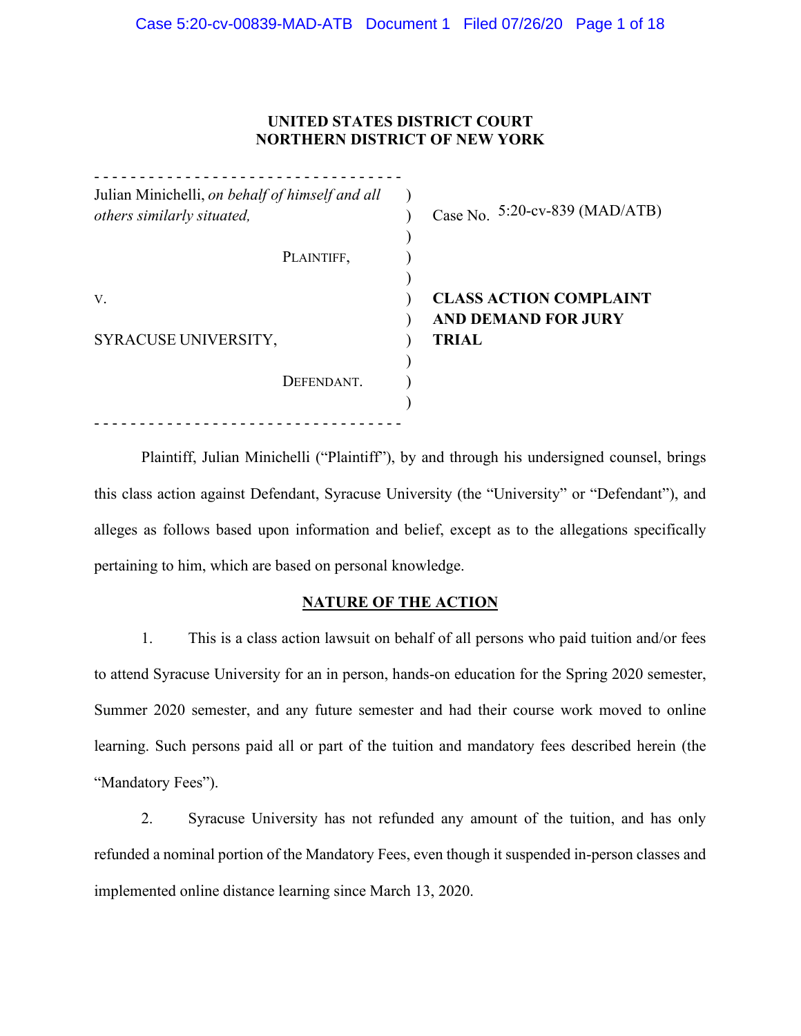**UNITED STATES DISTRICT COURT**
**NORTHERN DISTRICT OF NEW YORK**

| | |
|---|---|
| Julian Minichelli, *on behalf of himself and all others similarly situated,* | Case No. 5:20-cv-839 (MAD/ATB) |
| PLAINTIFF, | |
| v. | **CLASS ACTION COMPLAINT AND DEMAND FOR JURY TRIAL** |
| SYRACUSE UNIVERSITY, | |
| DEFENDANT. | |

Plaintiff, Julian Minichelli ("Plaintiff"), by and through his undersigned counsel, brings this class action against Defendant, Syracuse University (the "University" or "Defendant"), and alleges as follows based upon information and belief, except as to the allegations specifically pertaining to him, which are based on personal knowledge.

## NATURE OF THE ACTION

1. This is a class action lawsuit on behalf of all persons who paid tuition and/or fees to attend Syracuse University for an in person, hands-on education for the Spring 2020 semester, Summer 2020 semester, and any future semester and had their course work moved to online learning. Such persons paid all or part of the tuition and mandatory fees described herein (the "Mandatory Fees").

2. Syracuse University has not refunded any amount of the tuition, and has only refunded a nominal portion of the Mandatory Fees, even though it suspended in-person classes and implemented online distance learning since March 13, 2020.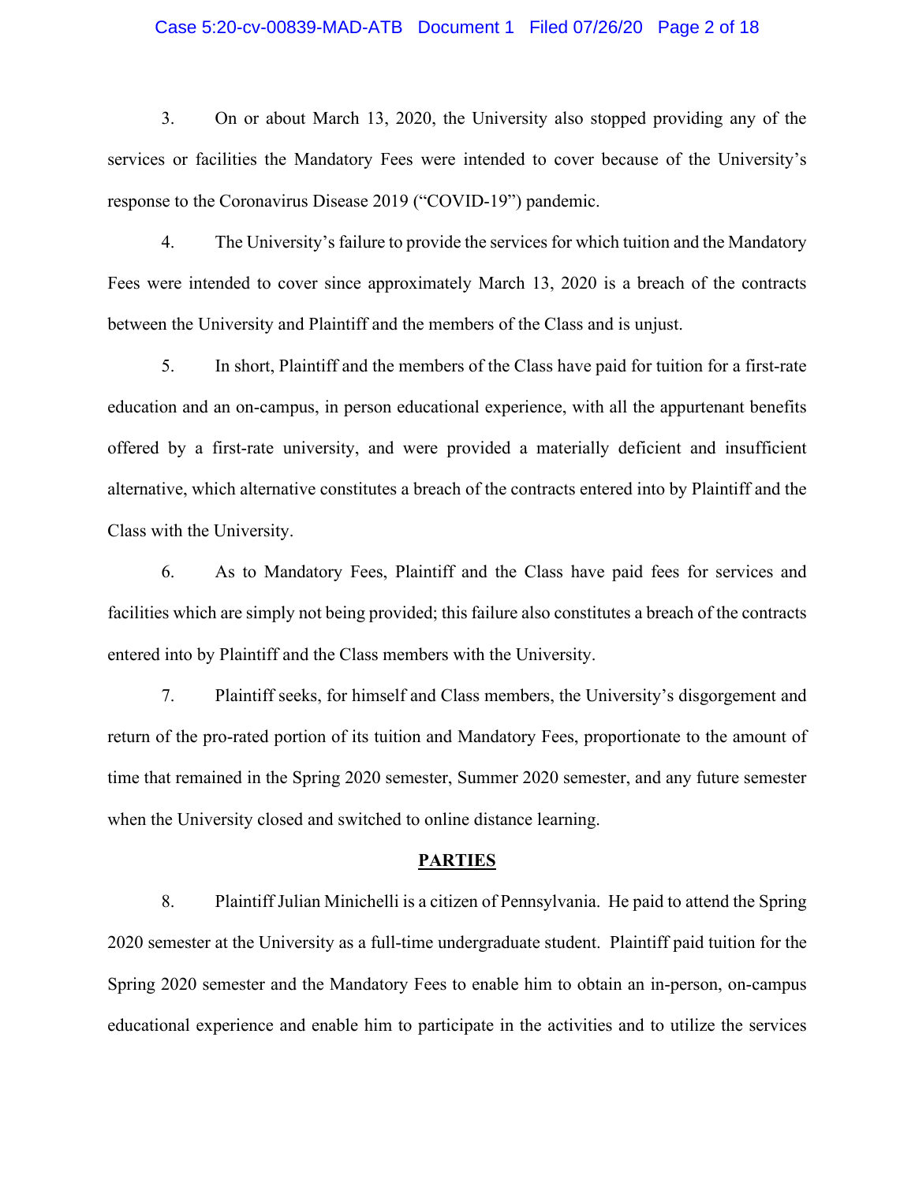3. On or about March 13, 2020, the University also stopped providing any of the services or facilities the Mandatory Fees were intended to cover because of the University's response to the Coronavirus Disease 2019 ("COVID-19") pandemic.

4. The University's failure to provide the services for which tuition and the Mandatory Fees were intended to cover since approximately March 13, 2020 is a breach of the contracts between the University and Plaintiff and the members of the Class and is unjust.

5. In short, Plaintiff and the members of the Class have paid for tuition for a first-rate education and an on-campus, in person educational experience, with all the appurtenant benefits offered by a first-rate university, and were provided a materially deficient and insufficient alternative, which alternative constitutes a breach of the contracts entered into by Plaintiff and the Class with the University.

6. As to Mandatory Fees, Plaintiff and the Class have paid fees for services and facilities which are simply not being provided; this failure also constitutes a breach of the contracts entered into by Plaintiff and the Class members with the University.

7. Plaintiff seeks, for himself and Class members, the University's disgorgement and return of the pro-rated portion of its tuition and Mandatory Fees, proportionate to the amount of time that remained in the Spring 2020 semester, Summer 2020 semester, and any future semester when the University closed and switched to online distance learning.

## PARTIES

8. Plaintiff Julian Minichelli is a citizen of Pennsylvania. He paid to attend the Spring 2020 semester at the University as a full-time undergraduate student. Plaintiff paid tuition for the Spring 2020 semester and the Mandatory Fees to enable him to obtain an in-person, on-campus educational experience and enable him to participate in the activities and to utilize the services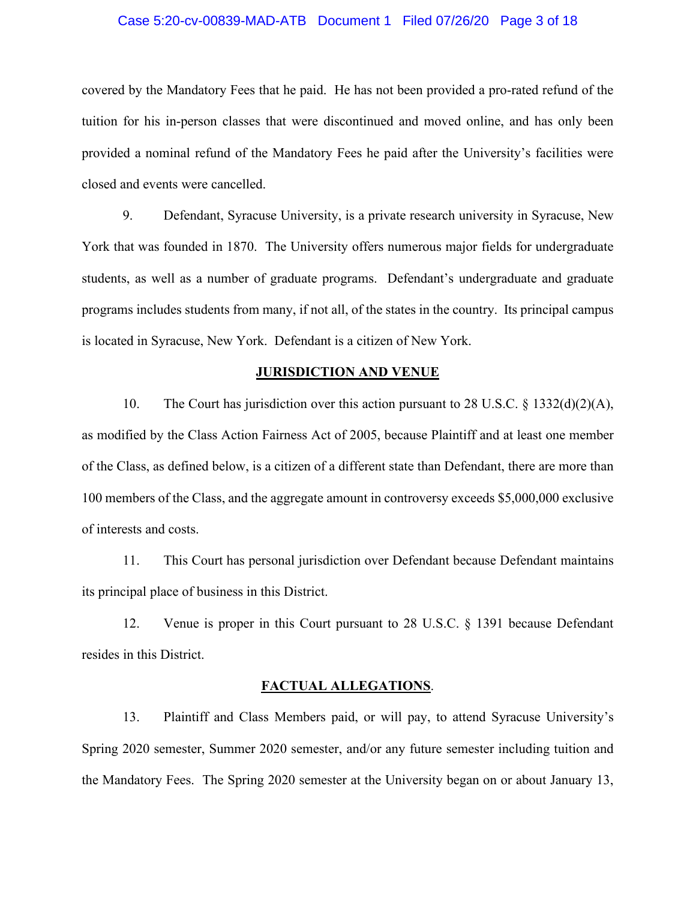covered by the Mandatory Fees that he paid. He has not been provided a pro-rated refund of the tuition for his in-person classes that were discontinued and moved online, and has only been provided a nominal refund of the Mandatory Fees he paid after the University's facilities were closed and events were cancelled.

9. Defendant, Syracuse University, is a private research university in Syracuse, New York that was founded in 1870. The University offers numerous major fields for undergraduate students, as well as a number of graduate programs. Defendant's undergraduate and graduate programs includes students from many, if not all, of the states in the country. Its principal campus is located in Syracuse, New York. Defendant is a citizen of New York.

## JURISDICTION AND VENUE

10. The Court has jurisdiction over this action pursuant to 28 U.S.C. § 1332(d)(2)(A), as modified by the Class Action Fairness Act of 2005, because Plaintiff and at least one member of the Class, as defined below, is a citizen of a different state than Defendant, there are more than 100 members of the Class, and the aggregate amount in controversy exceeds $5,000,000 exclusive of interests and costs.

11. This Court has personal jurisdiction over Defendant because Defendant maintains its principal place of business in this District.

12. Venue is proper in this Court pursuant to 28 U.S.C. § 1391 because Defendant resides in this District.

## FACTUAL ALLEGATIONS.

13. Plaintiff and Class Members paid, or will pay, to attend Syracuse University's Spring 2020 semester, Summer 2020 semester, and/or any future semester including tuition and the Mandatory Fees. The Spring 2020 semester at the University began on or about January 13,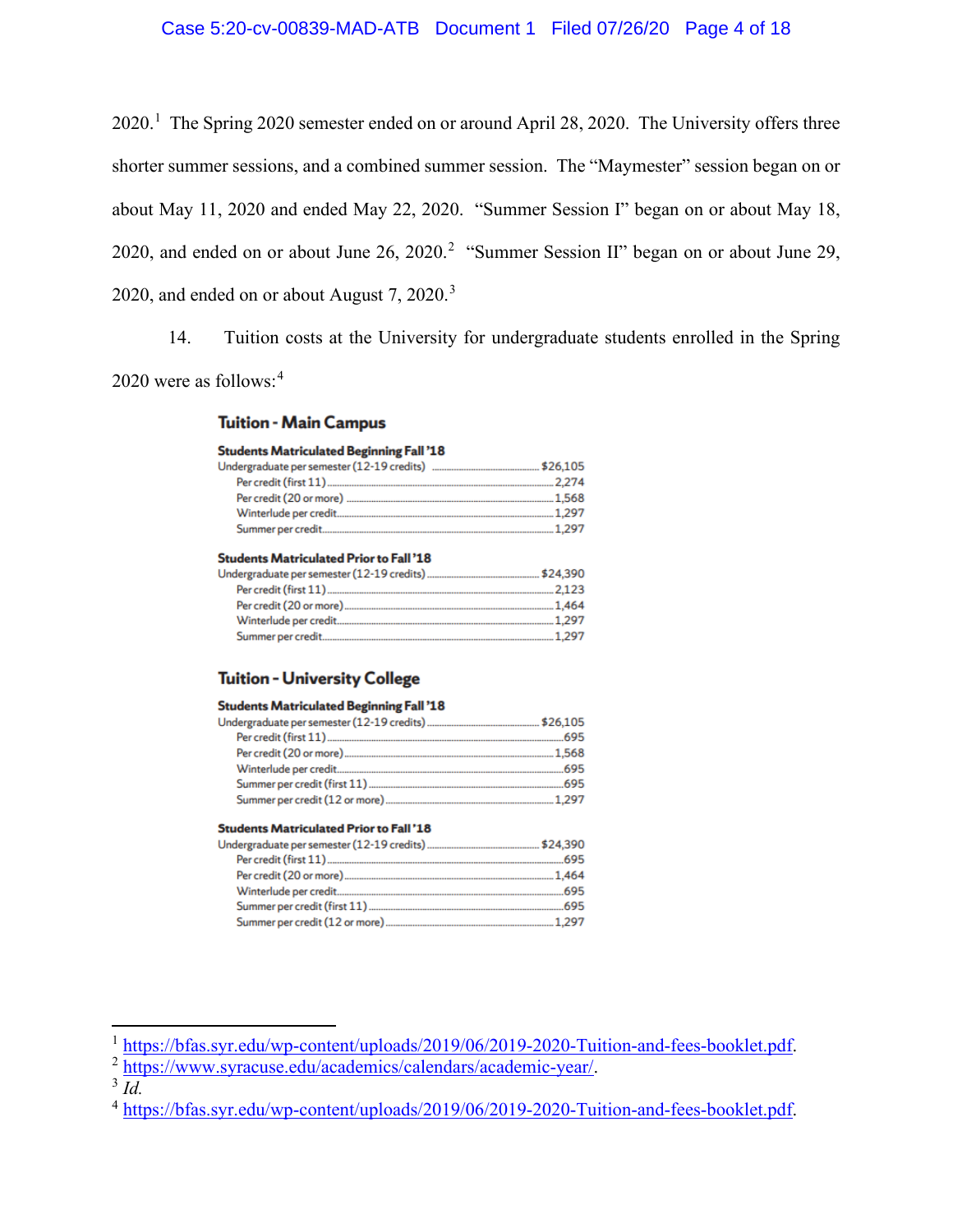2020.[1] The Spring 2020 semester ended on or around April 28, 2020. The University offers three shorter summer sessions, and a combined summer session. The "Maymester" session began on or about May 11, 2020 and ended May 22, 2020. "Summer Session I" began on or about May 18, 2020, and ended on or about June 26, 2020.[2] "Summer Session II" began on or about June 29, 2020, and ended on or about August 7, 2020.[3]

14. Tuition costs at the University for undergraduate students enrolled in the Spring 2020 were as follows:[4]

### Tuition - Main Campus

**Students Matriculated Beginning Fall '18**

| | |
|---|---|
| Undergraduate per semester (12-19 credits) | $26,105 |
| Per credit (first 11) | 2,274 |
| Per credit (20 or more) | 1,568 |
| Winterlude per credit | 1,297 |
| Summer per credit | 1,297 |

**Students Matriculated Prior to Fall '18**

| | |
|---|---|
| Undergraduate per semester (12-19 credits) | $24,390 |
| Per credit (first 11) | 2,123 |
| Per credit (20 or more) | 1,464 |
| Winterlude per credit | 1,297 |
| Summer per credit | 1,297 |

### Tuition - University College

**Students Matriculated Beginning Fall '18**

| | |
|---|---|
| Undergraduate per semester (12-19 credits) | $26,105 |
| Per credit (first 11) | 695 |
| Per credit (20 or more) | 1,568 |
| Winterlude per credit | 695 |
| Summer per credit (first 11) | 695 |
| Summer per credit (12 or more) | 1,297 |

**Students Matriculated Prior to Fall '18**

| | |
|---|---|
| Undergraduate per semester (12-19 credits) | $24,390 |
| Per credit (first 11) | 695 |
| Per credit (20 or more) | 1,464 |
| Winterlude per credit | 695 |
| Summer per credit (first 11) | 695 |
| Summer per credit (12 or more) | 1,297 |

---

[1] https://bfas.syr.edu/wp-content/uploads/2019/06/2019-2020-Tuition-and-fees-booklet.pdf.

[2] https://www.syracuse.edu/academics/calendars/academic-year/.

[3] *Id.*

[4] https://bfas.syr.edu/wp-content/uploads/2019/06/2019-2020-Tuition-and-fees-booklet.pdf.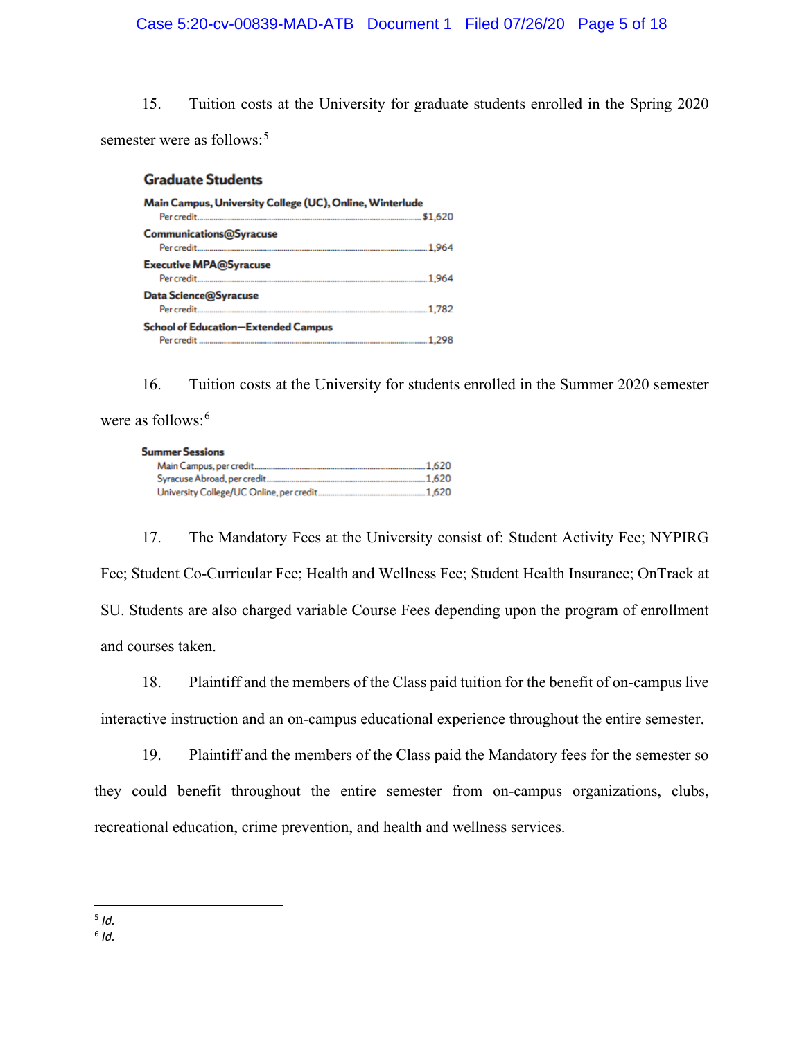15. Tuition costs at the University for graduate students enrolled in the Spring 2020 semester were as follows:[5]

| Graduate Students | |
|---|---|
| **Main Campus, University College (UC), Online, Winterlude** | |
| Per credit | $1,620 |
| **Communications@Syracuse** | |
| Per credit | 1,964 |
| **Executive MPA@Syracuse** | |
| Per credit | 1,964 |
| **Data Science@Syracuse** | |
| Per credit | 1,782 |
| **School of Education—Extended Campus** | |
| Per credit | 1,298 |

16. Tuition costs at the University for students enrolled in the Summer 2020 semester were as follows:[6]

| Summer Sessions | |
|---|---|
| Main Campus, per credit | 1,620 |
| Syracuse Abroad, per credit | 1,620 |
| University College/UC Online, per credit | 1,620 |

17. The Mandatory Fees at the University consist of: Student Activity Fee; NYPIRG Fee; Student Co-Curricular Fee; Health and Wellness Fee; Student Health Insurance; OnTrack at SU. Students are also charged variable Course Fees depending upon the program of enrollment and courses taken.

18. Plaintiff and the members of the Class paid tuition for the benefit of on-campus live interactive instruction and an on-campus educational experience throughout the entire semester.

19. Plaintiff and the members of the Class paid the Mandatory fees for the semester so they could benefit throughout the entire semester from on-campus organizations, clubs, recreational education, crime prevention, and health and wellness services.

---

[5] *Id.*

[6] *Id.*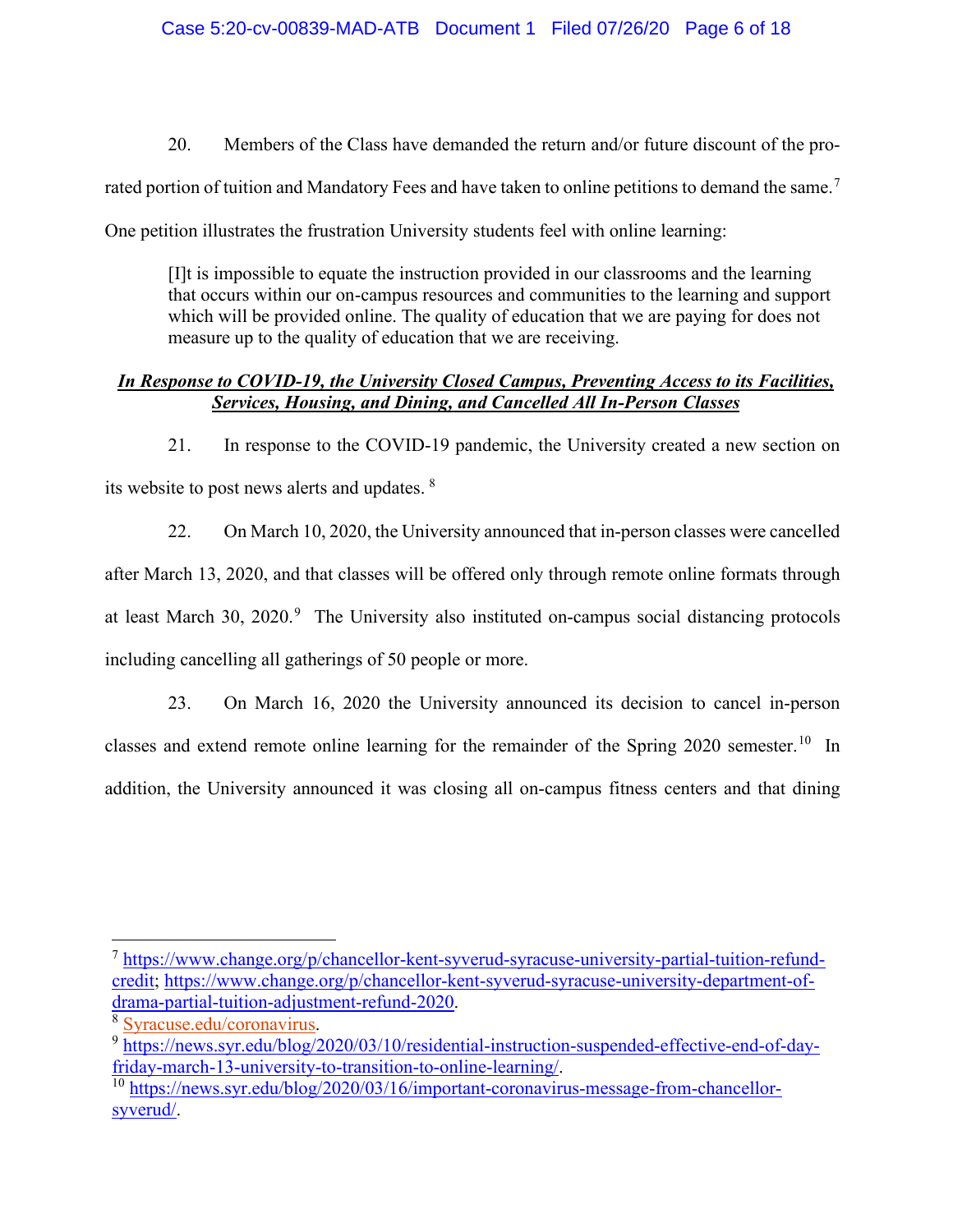20. Members of the Class have demanded the return and/or future discount of the pro-rated portion of tuition and Mandatory Fees and have taken to online petitions to demand the same.[7] One petition illustrates the frustration University students feel with online learning:

> [I]t is impossible to equate the instruction provided in our classrooms and the learning that occurs within our on-campus resources and communities to the learning and support which will be provided online. The quality of education that we are paying for does not measure up to the quality of education that we are receiving.

***In Response to COVID-19, the University Closed Campus, Preventing Access to its Facilities, Services, Housing, and Dining, and Cancelled All In-Person Classes***

21. In response to the COVID-19 pandemic, the University created a new section on its website to post news alerts and updates.[8]

22. On March 10, 2020, the University announced that in-person classes were cancelled after March 13, 2020, and that classes will be offered only through remote online formats through at least March 30, 2020.[9] The University also instituted on-campus social distancing protocols including cancelling all gatherings of 50 people or more.

23. On March 16, 2020 the University announced its decision to cancel in-person classes and extend remote online learning for the remainder of the Spring 2020 semester.[10] In addition, the University announced it was closing all on-campus fitness centers and that dining

---

[7] https://www.change.org/p/chancellor-kent-syverud-syracuse-university-partial-tuition-refund-credit; https://www.change.org/p/chancellor-kent-syverud-syracuse-university-department-of-drama-partial-tuition-adjustment-refund-2020.

[8] Syracuse.edu/coronavirus.

[9] https://news.syr.edu/blog/2020/03/10/residential-instruction-suspended-effective-end-of-day-friday-march-13-university-to-transition-to-online-learning/.

[10] https://news.syr.edu/blog/2020/03/16/important-coronavirus-message-from-chancellor-syverud/.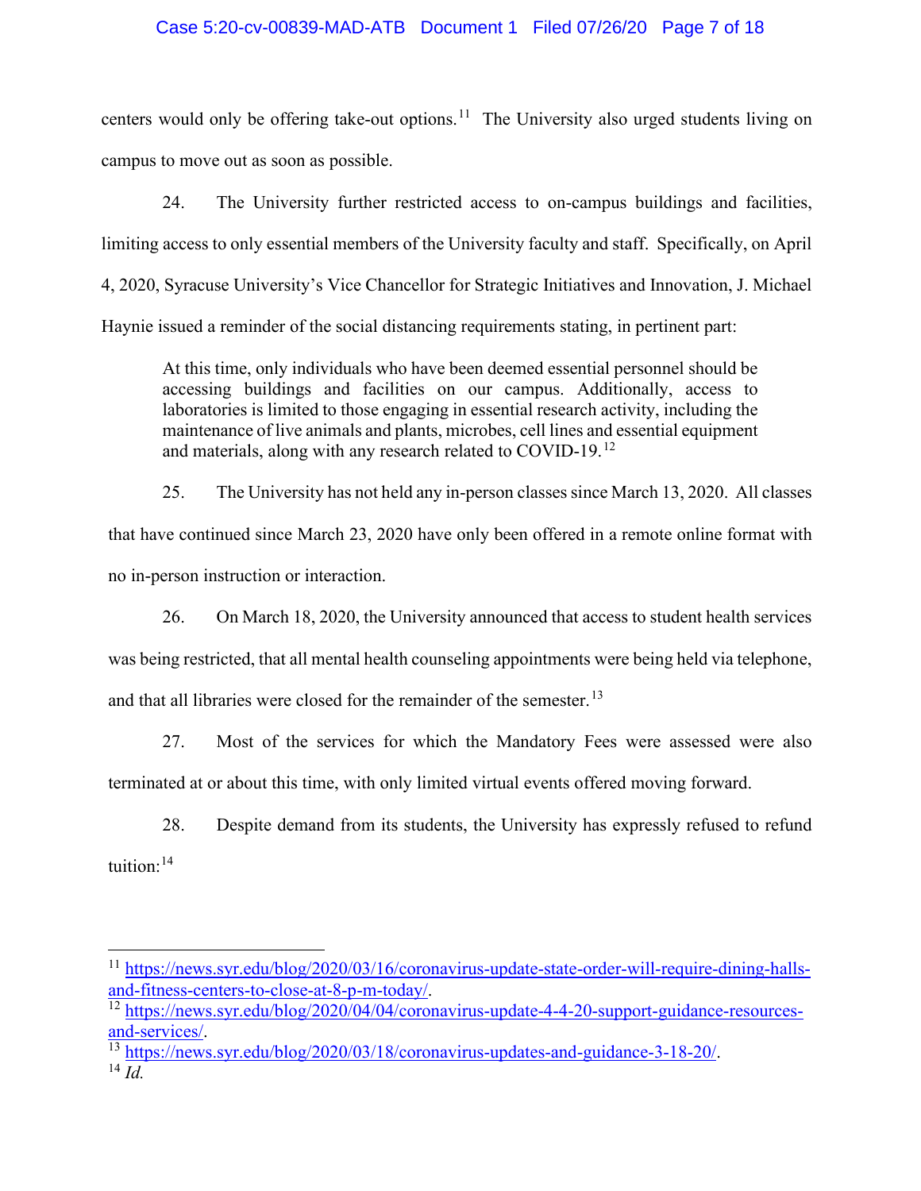centers would only be offering take-out options.[11] The University also urged students living on campus to move out as soon as possible.

24. The University further restricted access to on-campus buildings and facilities, limiting access to only essential members of the University faculty and staff. Specifically, on April 4, 2020, Syracuse University's Vice Chancellor for Strategic Initiatives and Innovation, J. Michael Haynie issued a reminder of the social distancing requirements stating, in pertinent part:

> At this time, only individuals who have been deemed essential personnel should be accessing buildings and facilities on our campus. Additionally, access to laboratories is limited to those engaging in essential research activity, including the maintenance of live animals and plants, microbes, cell lines and essential equipment and materials, along with any research related to COVID-19.[12]

25. The University has not held any in-person classes since March 13, 2020. All classes that have continued since March 23, 2020 have only been offered in a remote online format with no in-person instruction or interaction.

26. On March 18, 2020, the University announced that access to student health services was being restricted, that all mental health counseling appointments were being held via telephone, and that all libraries were closed for the remainder of the semester.[13]

27. Most of the services for which the Mandatory Fees were assessed were also terminated at or about this time, with only limited virtual events offered moving forward.

28. Despite demand from its students, the University has expressly refused to refund tuition:[14]

---

[11] https://news.syr.edu/blog/2020/03/16/coronavirus-update-state-order-will-require-dining-halls-and-fitness-centers-to-close-at-8-p-m-today/.

[12] https://news.syr.edu/blog/2020/04/04/coronavirus-update-4-4-20-support-guidance-resources-and-services/.

[13] https://news.syr.edu/blog/2020/03/18/coronavirus-updates-and-guidance-3-18-20/.

[14] *Id.*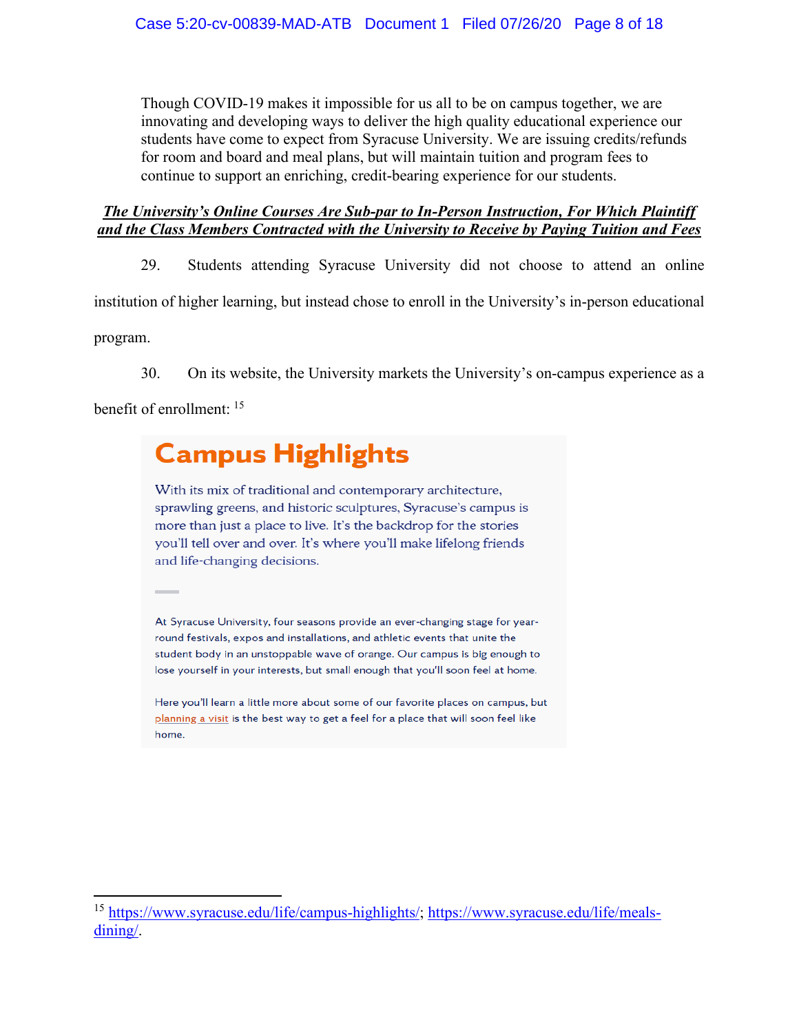> Though COVID-19 makes it impossible for us all to be on campus together, we are innovating and developing ways to deliver the high quality educational experience our students have come to expect from Syracuse University. We are issuing credits/refunds for room and board and meal plans, but will maintain tuition and program fees to continue to support an enriching, credit-bearing experience for our students.

***<u>The University's Online Courses Are Sub-par to In-Person Instruction, For Which Plaintiff and the Class Members Contracted with the University to Receive by Paying Tuition and Fees</u>***

29. Students attending Syracuse University did not choose to attend an online institution of higher learning, but instead chose to enroll in the University's in-person educational program.

30. On its website, the University markets the University's on-campus experience as a benefit of enrollment: [15]

> ## Campus Highlights
>
> With its mix of traditional and contemporary architecture, sprawling greens, and historic sculptures, Syracuse's campus is more than just a place to live. It's the backdrop for the stories you'll tell over and over. It's where you'll make lifelong friends and life-changing decisions.
>
> At Syracuse University, four seasons provide an ever-changing stage for year-round festivals, expos and installations, and athletic events that unite the student body in an unstoppable wave of orange. Our campus is big enough to lose yourself in your interests, but small enough that you'll soon feel at home.
>
> Here you'll learn a little more about some of our favorite places on campus, but planning a visit is the best way to get a feel for a place that will soon feel like home.

---

[15] https://www.syracuse.edu/life/campus-highlights/; https://www.syracuse.edu/life/meals-dining/.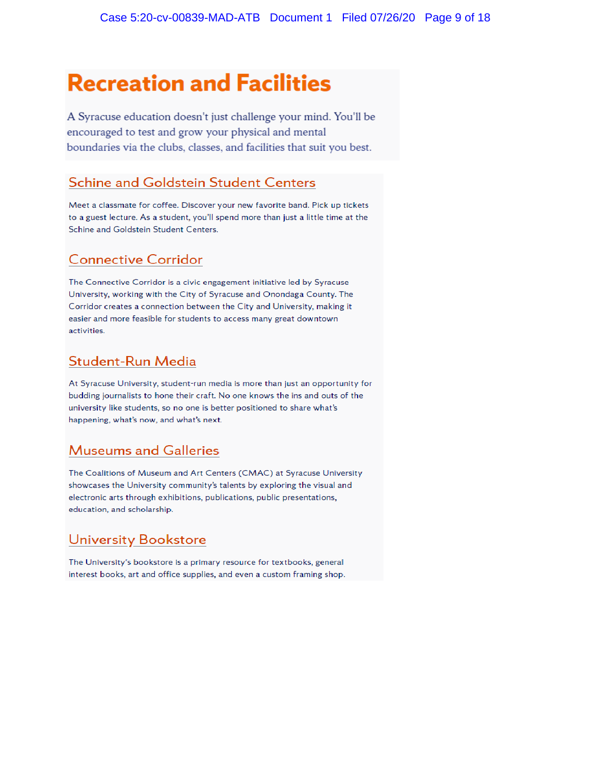# Recreation and Facilities

A Syracuse education doesn't just challenge your mind. You'll be encouraged to test and grow your physical and mental boundaries via the clubs, classes, and facilities that suit you best.

## Schine and Goldstein Student Centers

Meet a classmate for coffee. Discover your new favorite band. Pick up tickets to a guest lecture. As a student, you'll spend more than just a little time at the Schine and Goldstein Student Centers.

## Connective Corridor

The Connective Corridor is a civic engagement initiative led by Syracuse University, working with the City of Syracuse and Onondaga County. The Corridor creates a connection between the City and University, making it easier and more feasible for students to access many great downtown activities.

## Student-Run Media

At Syracuse University, student-run media is more than just an opportunity for budding journalists to hone their craft. No one knows the ins and outs of the university like students, so no one is better positioned to share what's happening, what's now, and what's next.

## Museums and Galleries

The Coalitions of Museum and Art Centers (CMAC) at Syracuse University showcases the University community's talents by exploring the visual and electronic arts through exhibitions, publications, public presentations, education, and scholarship.

## University Bookstore

The University's bookstore is a primary resource for textbooks, general interest books, art and office supplies, and even a custom framing shop.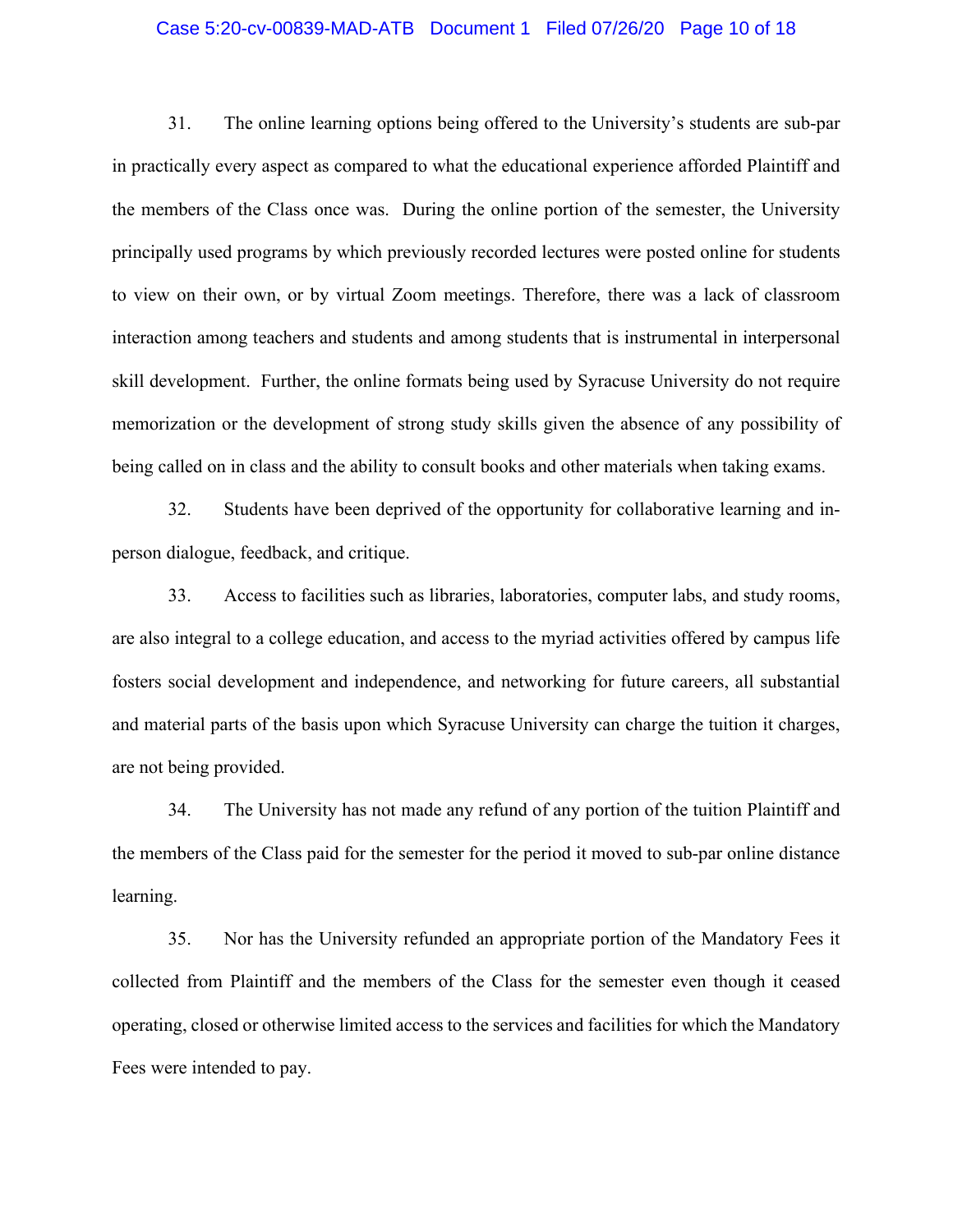31. The online learning options being offered to the University's students are sub-par in practically every aspect as compared to what the educational experience afforded Plaintiff and the members of the Class once was. During the online portion of the semester, the University principally used programs by which previously recorded lectures were posted online for students to view on their own, or by virtual Zoom meetings. Therefore, there was a lack of classroom interaction among teachers and students and among students that is instrumental in interpersonal skill development. Further, the online formats being used by Syracuse University do not require memorization or the development of strong study skills given the absence of any possibility of being called on in class and the ability to consult books and other materials when taking exams.

32. Students have been deprived of the opportunity for collaborative learning and in-person dialogue, feedback, and critique.

33. Access to facilities such as libraries, laboratories, computer labs, and study rooms, are also integral to a college education, and access to the myriad activities offered by campus life fosters social development and independence, and networking for future careers, all substantial and material parts of the basis upon which Syracuse University can charge the tuition it charges, are not being provided.

34. The University has not made any refund of any portion of the tuition Plaintiff and the members of the Class paid for the semester for the period it moved to sub-par online distance learning.

35. Nor has the University refunded an appropriate portion of the Mandatory Fees it collected from Plaintiff and the members of the Class for the semester even though it ceased operating, closed or otherwise limited access to the services and facilities for which the Mandatory Fees were intended to pay.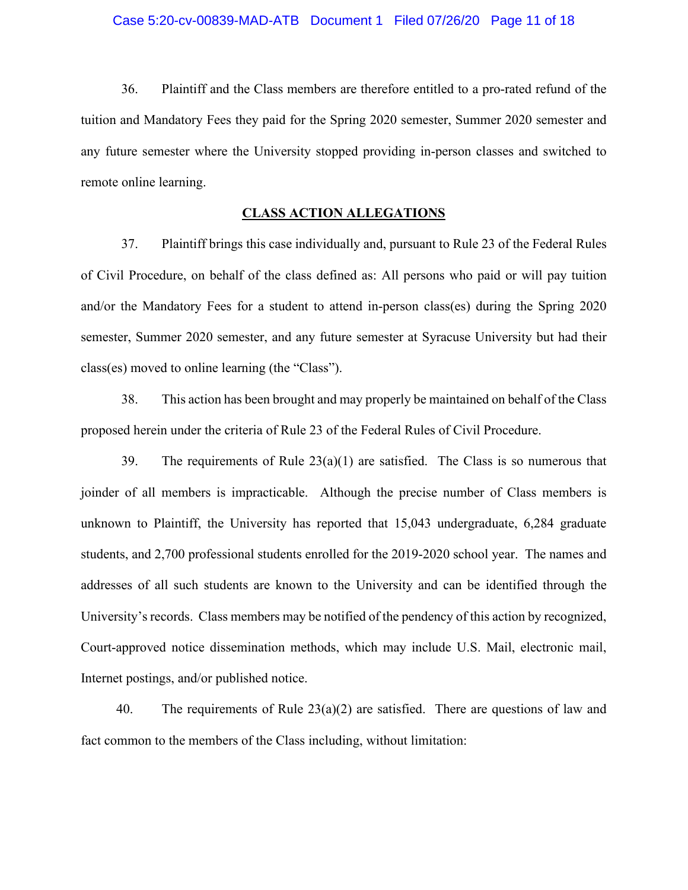36. Plaintiff and the Class members are therefore entitled to a pro-rated refund of the tuition and Mandatory Fees they paid for the Spring 2020 semester, Summer 2020 semester and any future semester where the University stopped providing in-person classes and switched to remote online learning.

## CLASS ACTION ALLEGATIONS

37. Plaintiff brings this case individually and, pursuant to Rule 23 of the Federal Rules of Civil Procedure, on behalf of the class defined as: All persons who paid or will pay tuition and/or the Mandatory Fees for a student to attend in-person class(es) during the Spring 2020 semester, Summer 2020 semester, and any future semester at Syracuse University but had their class(es) moved to online learning (the "Class").

38. This action has been brought and may properly be maintained on behalf of the Class proposed herein under the criteria of Rule 23 of the Federal Rules of Civil Procedure.

39. The requirements of Rule 23(a)(1) are satisfied. The Class is so numerous that joinder of all members is impracticable. Although the precise number of Class members is unknown to Plaintiff, the University has reported that 15,043 undergraduate, 6,284 graduate students, and 2,700 professional students enrolled for the 2019-2020 school year. The names and addresses of all such students are known to the University and can be identified through the University's records. Class members may be notified of the pendency of this action by recognized, Court-approved notice dissemination methods, which may include U.S. Mail, electronic mail, Internet postings, and/or published notice.

40. The requirements of Rule 23(a)(2) are satisfied. There are questions of law and fact common to the members of the Class including, without limitation: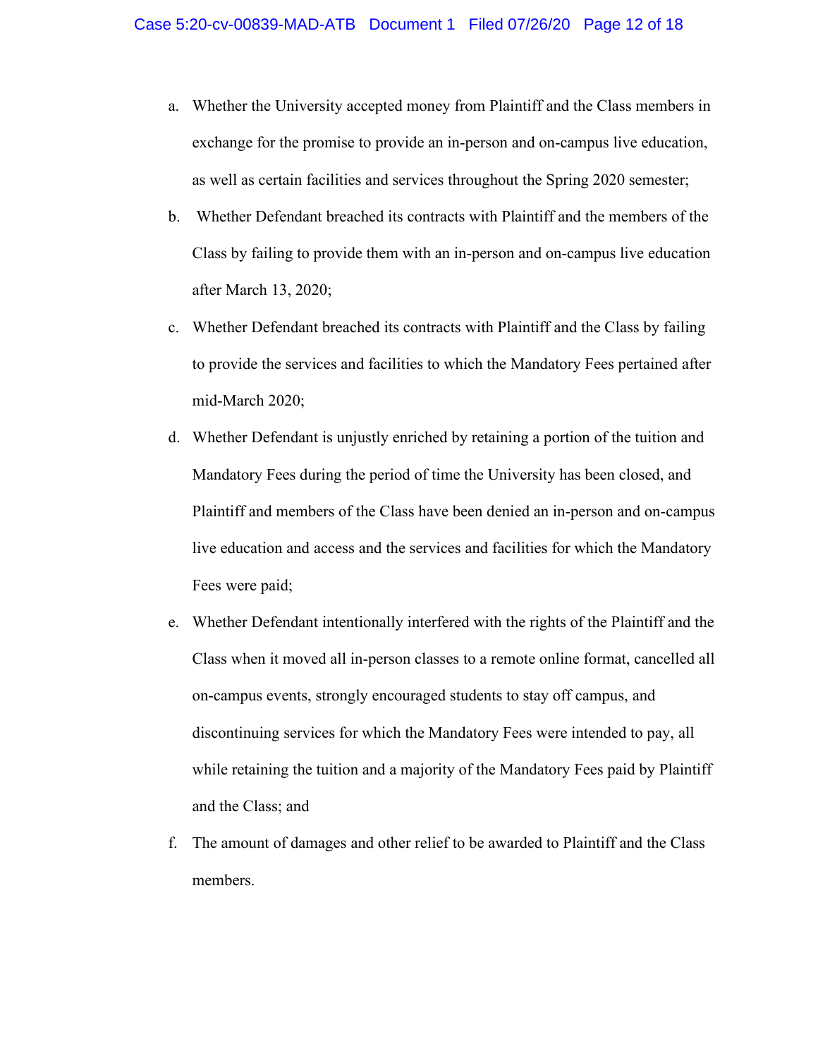a. Whether the University accepted money from Plaintiff and the Class members in exchange for the promise to provide an in-person and on-campus live education, as well as certain facilities and services throughout the Spring 2020 semester;

b. Whether Defendant breached its contracts with Plaintiff and the members of the Class by failing to provide them with an in-person and on-campus live education after March 13, 2020;

c. Whether Defendant breached its contracts with Plaintiff and the Class by failing to provide the services and facilities to which the Mandatory Fees pertained after mid-March 2020;

d. Whether Defendant is unjustly enriched by retaining a portion of the tuition and Mandatory Fees during the period of time the University has been closed, and Plaintiff and members of the Class have been denied an in-person and on-campus live education and access and the services and facilities for which the Mandatory Fees were paid;

e. Whether Defendant intentionally interfered with the rights of the Plaintiff and the Class when it moved all in-person classes to a remote online format, cancelled all on-campus events, strongly encouraged students to stay off campus, and discontinuing services for which the Mandatory Fees were intended to pay, all while retaining the tuition and a majority of the Mandatory Fees paid by Plaintiff and the Class; and

f. The amount of damages and other relief to be awarded to Plaintiff and the Class members.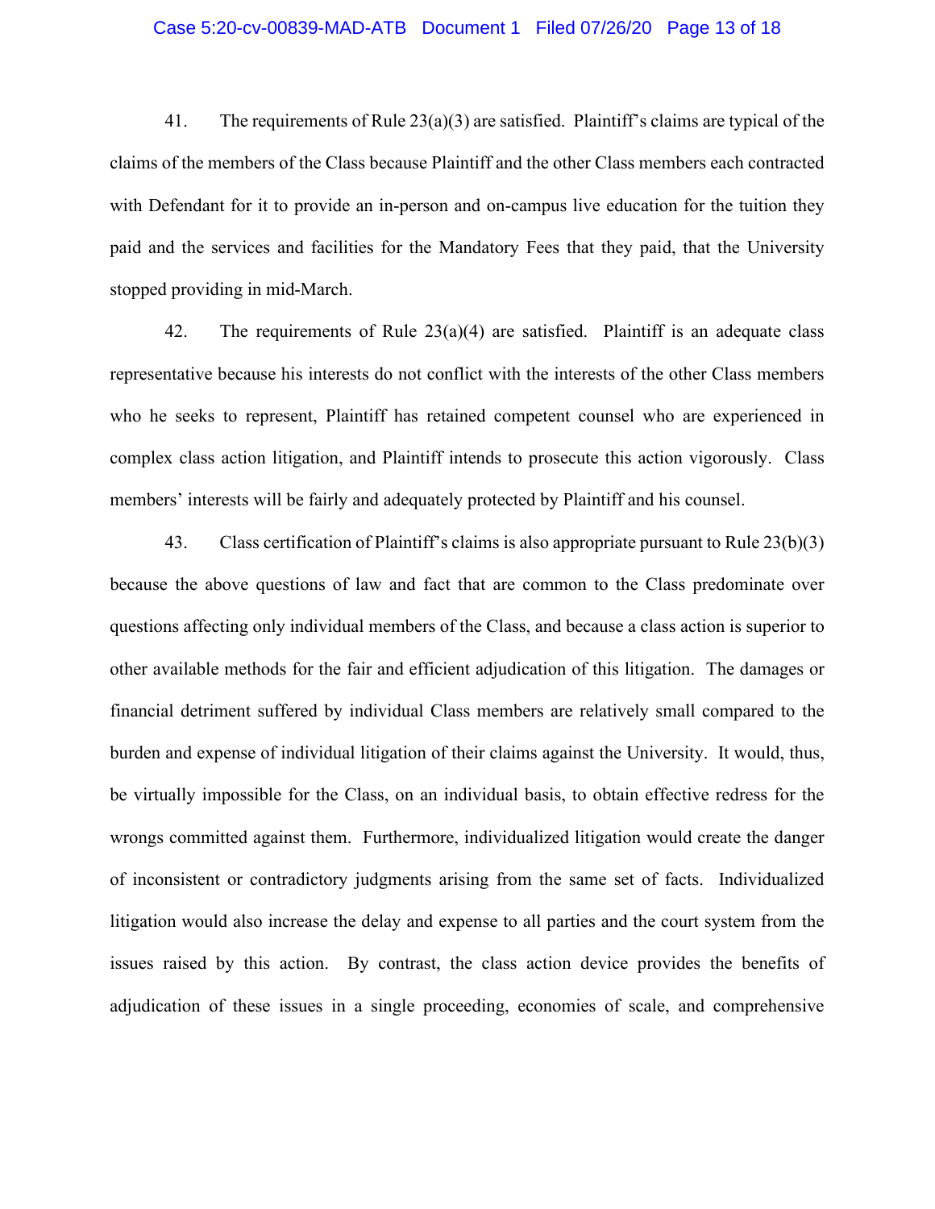41. The requirements of Rule 23(a)(3) are satisfied. Plaintiff's claims are typical of the claims of the members of the Class because Plaintiff and the other Class members each contracted with Defendant for it to provide an in-person and on-campus live education for the tuition they paid and the services and facilities for the Mandatory Fees that they paid, that the University stopped providing in mid-March.

42. The requirements of Rule 23(a)(4) are satisfied. Plaintiff is an adequate class representative because his interests do not conflict with the interests of the other Class members who he seeks to represent, Plaintiff has retained competent counsel who are experienced in complex class action litigation, and Plaintiff intends to prosecute this action vigorously. Class members' interests will be fairly and adequately protected by Plaintiff and his counsel.

43. Class certification of Plaintiff's claims is also appropriate pursuant to Rule 23(b)(3) because the above questions of law and fact that are common to the Class predominate over questions affecting only individual members of the Class, and because a class action is superior to other available methods for the fair and efficient adjudication of this litigation. The damages or financial detriment suffered by individual Class members are relatively small compared to the burden and expense of individual litigation of their claims against the University. It would, thus, be virtually impossible for the Class, on an individual basis, to obtain effective redress for the wrongs committed against them. Furthermore, individualized litigation would create the danger of inconsistent or contradictory judgments arising from the same set of facts. Individualized litigation would also increase the delay and expense to all parties and the court system from the issues raised by this action. By contrast, the class action device provides the benefits of adjudication of these issues in a single proceeding, economies of scale, and comprehensive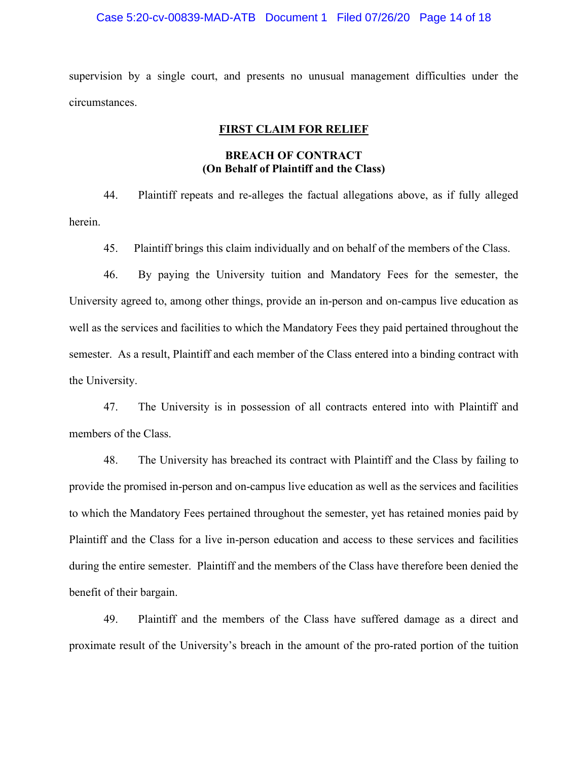supervision by a single court, and presents no unusual management difficulties under the circumstances.

## FIRST CLAIM FOR RELIEF

### BREACH OF CONTRACT
### (On Behalf of Plaintiff and the Class)

44. Plaintiff repeats and re-alleges the factual allegations above, as if fully alleged herein.

45. Plaintiff brings this claim individually and on behalf of the members of the Class.

46. By paying the University tuition and Mandatory Fees for the semester, the University agreed to, among other things, provide an in-person and on-campus live education as well as the services and facilities to which the Mandatory Fees they paid pertained throughout the semester. As a result, Plaintiff and each member of the Class entered into a binding contract with the University.

47. The University is in possession of all contracts entered into with Plaintiff and members of the Class.

48. The University has breached its contract with Plaintiff and the Class by failing to provide the promised in-person and on-campus live education as well as the services and facilities to which the Mandatory Fees pertained throughout the semester, yet has retained monies paid by Plaintiff and the Class for a live in-person education and access to these services and facilities during the entire semester. Plaintiff and the members of the Class have therefore been denied the benefit of their bargain.

49. Plaintiff and the members of the Class have suffered damage as a direct and proximate result of the University's breach in the amount of the pro-rated portion of the tuition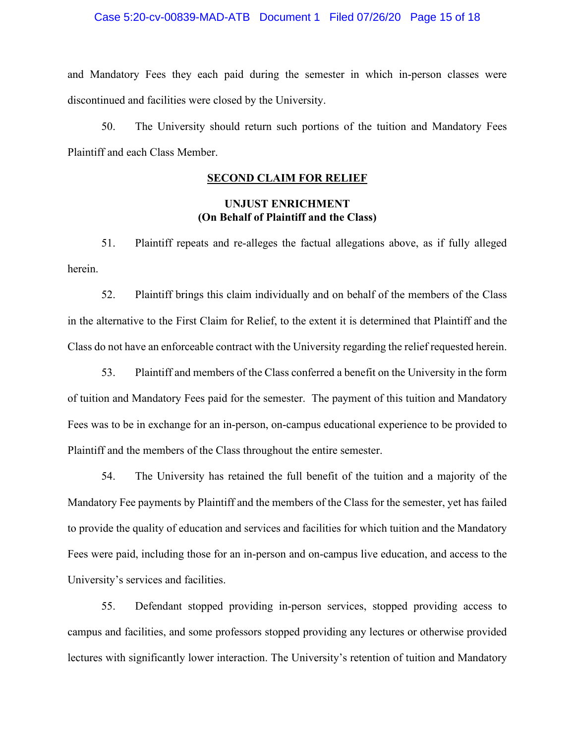and Mandatory Fees they each paid during the semester in which in-person classes were discontinued and facilities were closed by the University.

50. The University should return such portions of the tuition and Mandatory Fees Plaintiff and each Class Member.

## <u>SECOND CLAIM FOR RELIEF</u>

### UNJUST ENRICHMENT
### (On Behalf of Plaintiff and the Class)

51. Plaintiff repeats and re-alleges the factual allegations above, as if fully alleged herein.

52. Plaintiff brings this claim individually and on behalf of the members of the Class in the alternative to the First Claim for Relief, to the extent it is determined that Plaintiff and the Class do not have an enforceable contract with the University regarding the relief requested herein.

53. Plaintiff and members of the Class conferred a benefit on the University in the form of tuition and Mandatory Fees paid for the semester. The payment of this tuition and Mandatory Fees was to be in exchange for an in-person, on-campus educational experience to be provided to Plaintiff and the members of the Class throughout the entire semester.

54. The University has retained the full benefit of the tuition and a majority of the Mandatory Fee payments by Plaintiff and the members of the Class for the semester, yet has failed to provide the quality of education and services and facilities for which tuition and the Mandatory Fees were paid, including those for an in-person and on-campus live education, and access to the University's services and facilities.

55. Defendant stopped providing in-person services, stopped providing access to campus and facilities, and some professors stopped providing any lectures or otherwise provided lectures with significantly lower interaction. The University's retention of tuition and Mandatory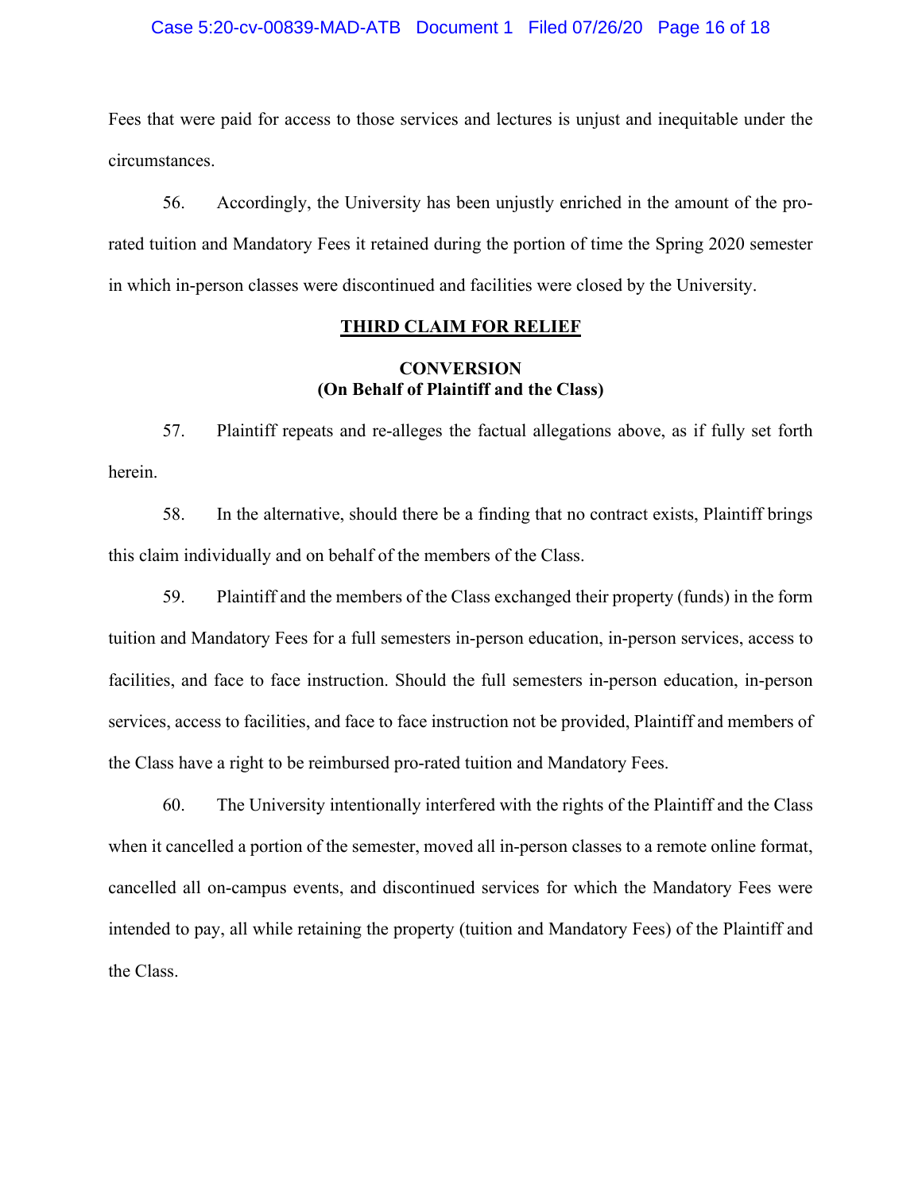Fees that were paid for access to those services and lectures is unjust and inequitable under the circumstances.

56. Accordingly, the University has been unjustly enriched in the amount of the pro-rated tuition and Mandatory Fees it retained during the portion of time the Spring 2020 semester in which in-person classes were discontinued and facilities were closed by the University.

**<u>THIRD CLAIM FOR RELIEF</u>**

**CONVERSION**
**(On Behalf of Plaintiff and the Class)**

57. Plaintiff repeats and re-alleges the factual allegations above, as if fully set forth herein.

58. In the alternative, should there be a finding that no contract exists, Plaintiff brings this claim individually and on behalf of the members of the Class.

59. Plaintiff and the members of the Class exchanged their property (funds) in the form tuition and Mandatory Fees for a full semesters in-person education, in-person services, access to facilities, and face to face instruction. Should the full semesters in-person education, in-person services, access to facilities, and face to face instruction not be provided, Plaintiff and members of the Class have a right to be reimbursed pro-rated tuition and Mandatory Fees.

60. The University intentionally interfered with the rights of the Plaintiff and the Class when it cancelled a portion of the semester, moved all in-person classes to a remote online format, cancelled all on-campus events, and discontinued services for which the Mandatory Fees were intended to pay, all while retaining the property (tuition and Mandatory Fees) of the Plaintiff and the Class.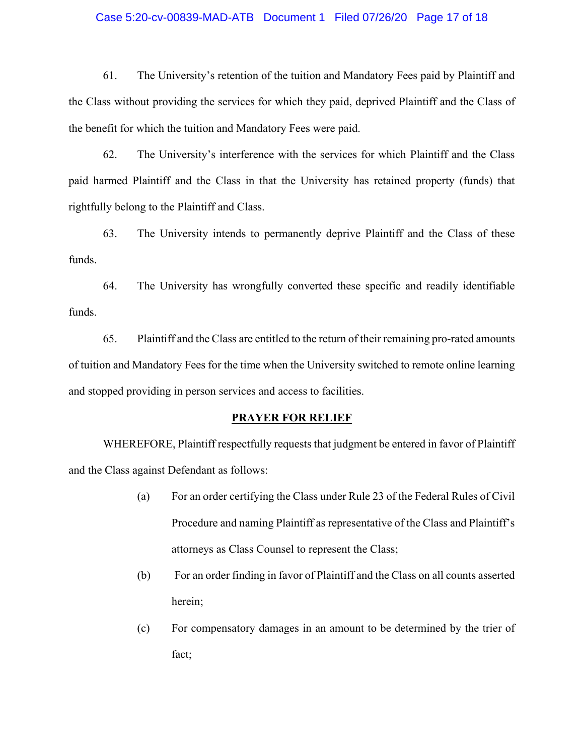61. The University's retention of the tuition and Mandatory Fees paid by Plaintiff and the Class without providing the services for which they paid, deprived Plaintiff and the Class of the benefit for which the tuition and Mandatory Fees were paid.

62. The University's interference with the services for which Plaintiff and the Class paid harmed Plaintiff and the Class in that the University has retained property (funds) that rightfully belong to the Plaintiff and Class.

63. The University intends to permanently deprive Plaintiff and the Class of these funds.

64. The University has wrongfully converted these specific and readily identifiable funds.

65. Plaintiff and the Class are entitled to the return of their remaining pro-rated amounts of tuition and Mandatory Fees for the time when the University switched to remote online learning and stopped providing in person services and access to facilities.

## PRAYER FOR RELIEF

WHEREFORE, Plaintiff respectfully requests that judgment be entered in favor of Plaintiff and the Class against Defendant as follows:

(a) For an order certifying the Class under Rule 23 of the Federal Rules of Civil Procedure and naming Plaintiff as representative of the Class and Plaintiff's attorneys as Class Counsel to represent the Class;

(b) For an order finding in favor of Plaintiff and the Class on all counts asserted herein;

(c) For compensatory damages in an amount to be determined by the trier of fact;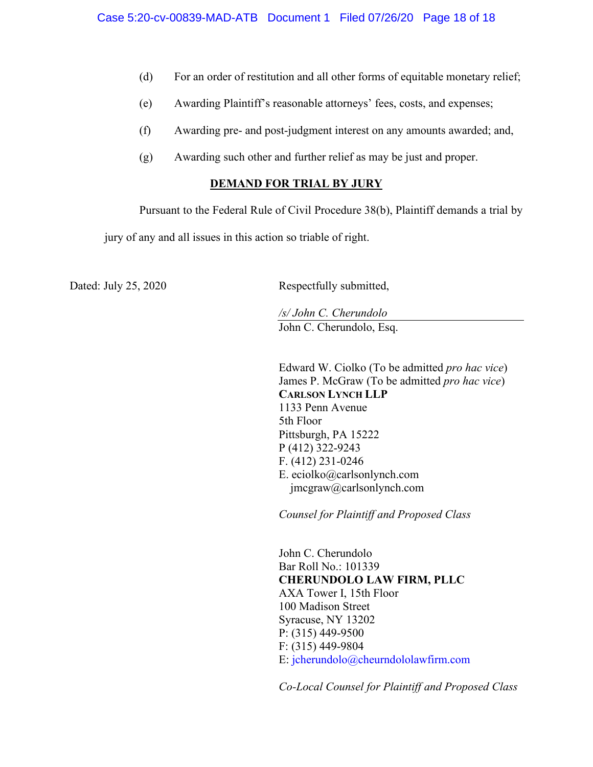(d) For an order of restitution and all other forms of equitable monetary relief;

(e) Awarding Plaintiff's reasonable attorneys' fees, costs, and expenses;

(f) Awarding pre- and post-judgment interest on any amounts awarded; and,

(g) Awarding such other and further relief as may be just and proper.

**DEMAND FOR TRIAL BY JURY**

Pursuant to the Federal Rule of Civil Procedure 38(b), Plaintiff demands a trial by jury of any and all issues in this action so triable of right.

Dated: July 25, 2020

Respectfully submitted,

*/s/ John C. Cherundolo*
John C. Cherundolo, Esq.

Edward W. Ciolko (To be admitted *pro hac vice*)
James P. McGraw (To be admitted *pro hac vice*)
**CARLSON LYNCH LLP**
1133 Penn Avenue
5th Floor
Pittsburgh, PA 15222
P (412) 322-9243
F. (412) 231-0246
E. eciolko@carlsonlynch.com
jmcgraw@carlsonlynch.com

*Counsel for Plaintiff and Proposed Class*

John C. Cherundolo
Bar Roll No.: 101339
**CHERUNDOLO LAW FIRM, PLLC**
AXA Tower I, 15th Floor
100 Madison Street
Syracuse, NY 13202
P: (315) 449-9500
F: (315) 449-9804
E: jcherundolo@cheurndololawfirm.com

*Co-Local Counsel for Plaintiff and Proposed Class*